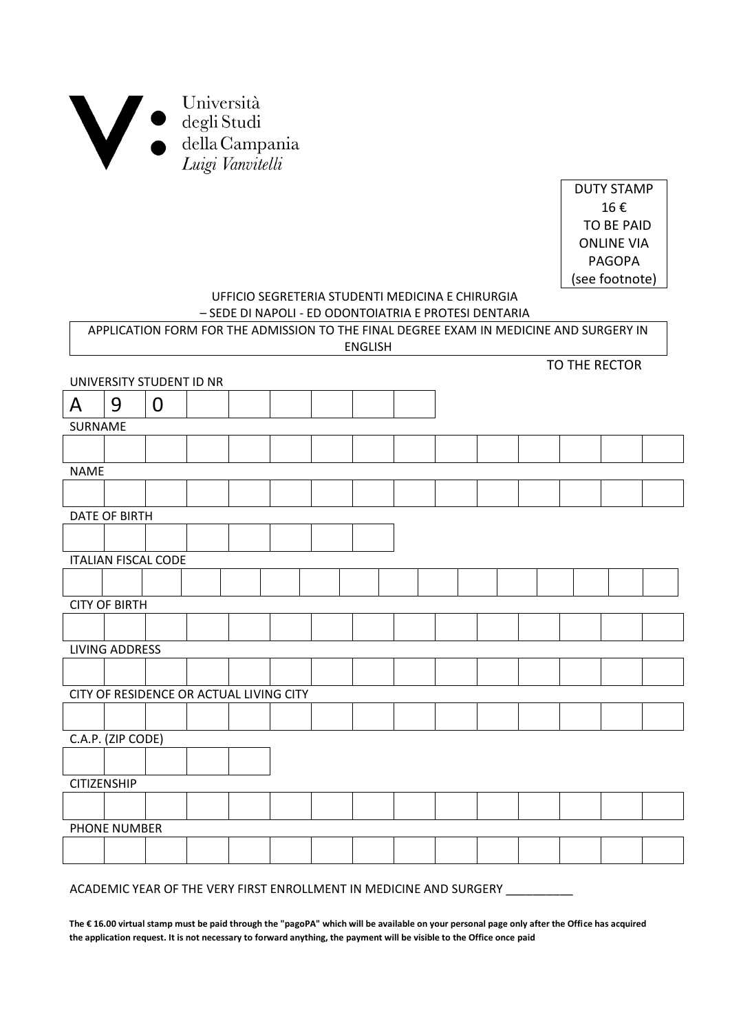Università
degli Studi
della Campania
*Luigi Vanvitelli*

DUTY STAMP
16 €
TO BE PAID
ONLINE VIA
PAGOPA
(see footnote)

UFFICIO SEGRETERIA STUDENTI MEDICINA E CHIRURGIA
– SEDE DI NAPOLI - ED ODONTOIATRIA E PROTESI DENTARIA

## APPLICATION FORM FOR THE ADMISSION TO THE FINAL DEGREE EXAM IN MEDICINE AND SURGERY IN ENGLISH

TO THE RECTOR

UNIVERSITY STUDENT ID NR

| A | 9 | 0 | | | | | | |
|---|---|---|---|---|---|---|---|---|

SURNAME

| | | | | | | | | | | | | | | |
|---|---|---|---|---|---|---|---|---|---|---|---|---|---|---|

NAME

| | | | | | | | | | | | | | | |
|---|---|---|---|---|---|---|---|---|---|---|---|---|---|---|

DATE OF BIRTH

| | | | | | | | |
|---|---|---|---|---|---|---|---|

ITALIAN FISCAL CODE

| | | | | | | | | | | | | | | | |
|---|---|---|---|---|---|---|---|---|---|---|---|---|---|---|---|

CITY OF BIRTH

| | | | | | | | | | | | | | | |
|---|---|---|---|---|---|---|---|---|---|---|---|---|---|---|

LIVING ADDRESS

| | | | | | | | | | | | | | | |
|---|---|---|---|---|---|---|---|---|---|---|---|---|---|---|

CITY OF RESIDENCE OR ACTUAL LIVING CITY

| | | | | | | | | | | | | | | |
|---|---|---|---|---|---|---|---|---|---|---|---|---|---|---|

C.A.P. (ZIP CODE)

| | | | | |
|---|---|---|---|---|

CITIZENSHIP

| | | | | | | | | | | | | | | |
|---|---|---|---|---|---|---|---|---|---|---|---|---|---|---|

PHONE NUMBER

| | | | | | | | | | | | | | | |
|---|---|---|---|---|---|---|---|---|---|---|---|---|---|---|

ACADEMIC YEAR OF THE VERY FIRST ENROLLMENT IN MEDICINE AND SURGERY __________

**The € 16.00 virtual stamp must be paid through the "pagoPA" which will be available on your personal page only after the Office has acquired the application request. It is not necessary to forward anything, the payment will be visible to the Office once paid**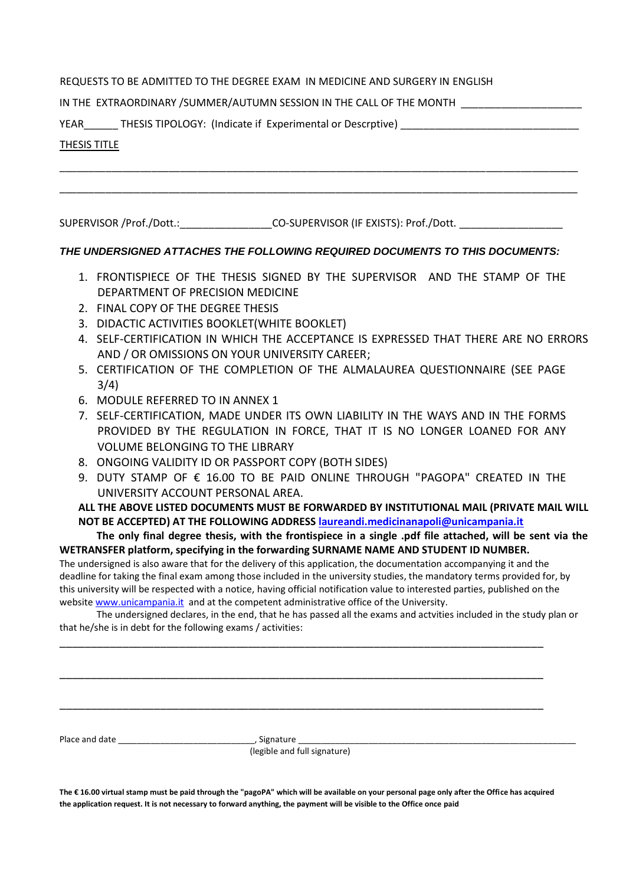REQUESTS TO BE ADMITTED TO THE DEGREE EXAM IN MEDICINE AND SURGERY IN ENGLISH

IN THE EXTRAORDINARY /SUMMER/AUTUMN SESSION IN THE CALL OF THE MONTH ____________________

YEAR______ THESIS TIPOLOGY: (Indicate if Experimental or Descrptive) ______________________________

THESIS TITLE

______________________________________________________________________________________

______________________________________________________________________________________

SUPERVISOR /Prof./Dott.:________________CO-SUPERVISOR (IF EXISTS): Prof./Dott. __________________

***THE UNDERSIGNED ATTACHES THE FOLLOWING REQUIRED DOCUMENTS TO THIS DOCUMENTS:***

1. FRONTISPIECE OF THE THESIS SIGNED BY THE SUPERVISOR AND THE STAMP OF THE DEPARTMENT OF PRECISION MEDICINE
2. FINAL COPY OF THE DEGREE THESIS
3. DIDACTIC ACTIVITIES BOOKLET(WHITE BOOKLET)
4. SELF-CERTIFICATION IN WHICH THE ACCEPTANCE IS EXPRESSED THAT THERE ARE NO ERRORS AND / OR OMISSIONS ON YOUR UNIVERSITY CAREER;
5. CERTIFICATION OF THE COMPLETION OF THE ALMALAUREA QUESTIONNAIRE (SEE PAGE 3/4)
6. MODULE REFERRED TO IN ANNEX 1
7. SELF-CERTIFICATION, MADE UNDER ITS OWN LIABILITY IN THE WAYS AND IN THE FORMS PROVIDED BY THE REGULATION IN FORCE, THAT IT IS NO LONGER LOANED FOR ANY VOLUME BELONGING TO THE LIBRARY
8. ONGOING VALIDITY ID OR PASSPORT COPY (BOTH SIDES)
9. DUTY STAMP OF € 16.00 TO BE PAID ONLINE THROUGH "PAGOPA" CREATED IN THE UNIVERSITY ACCOUNT PERSONAL AREA.

**ALL THE ABOVE LISTED DOCUMENTS MUST BE FORWARDED BY INSTITUTIONAL MAIL (PRIVATE MAIL WILL NOT BE ACCEPTED) AT THE FOLLOWING ADDRESS [laureandi.medicinanapoli@unicampania.it](mailto:laureandi.medicinanapoli@unicampania.it)**

**The only final degree thesis, with the frontispiece in a single .pdf file attached, will be sent via the WETRANSFER platform, specifying in the forwarding SURNAME NAME AND STUDENT ID NUMBER.**

The undersigned is also aware that for the delivery of this application, the documentation accompanying it and the deadline for taking the final exam among those included in the university studies, the mandatory terms provided for, by this university will be respected with a notice, having official notification value to interested parties, published on the website [www.unicampania.it](http://www.unicampania.it) and at the competent administrative office of the University.

The undersigned declares, in the end, that he has passed all the exams and actvities included in the study plan or that he/she is in debt for the following exams / activities:

______________________________________________________________________________________

______________________________________________________________________________________

______________________________________________________________________________________

Place and date ___________________________, Signature ________________________________________________
(legible and full signature)

**The € 16.00 virtual stamp must be paid through the "pagoPA" which will be available on your personal page only after the Office has acquired the application request. It is not necessary to forward anything, the payment will be visible to the Office once paid**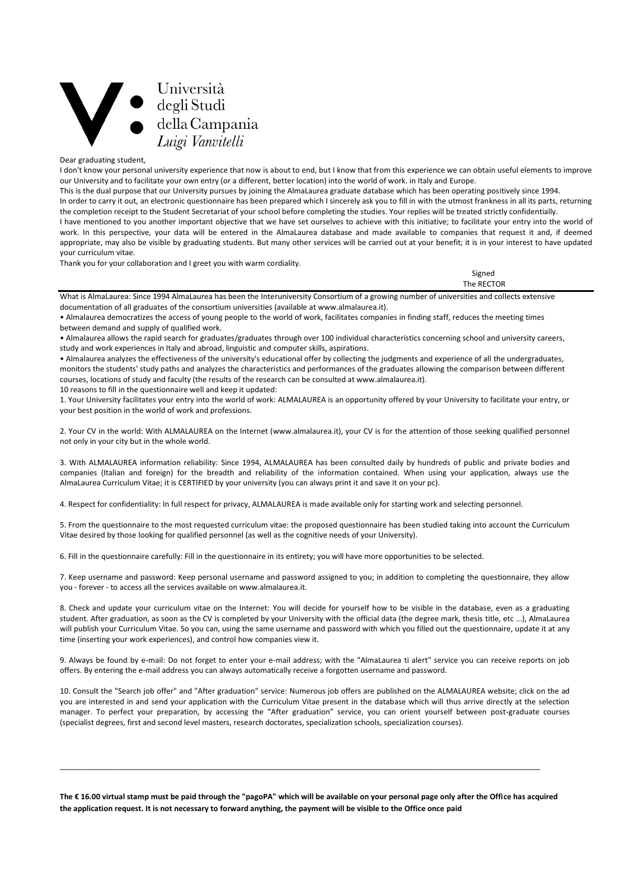Università degli Studi della Campania *Luigi Vanvitelli*

Dear graduating student,

I don't know your personal university experience that now is about to end, but I know that from this experience we can obtain useful elements to improve our University and to facilitate your own entry (or a different, better location) into the world of work. in Italy and Europe.

This is the dual purpose that our University pursues by joining the AlmaLaurea graduate database which has been operating positively since 1994.

In order to carry it out, an electronic questionnaire has been prepared which I sincerely ask you to fill in with the utmost frankness in all its parts, returning the completion receipt to the Student Secretariat of your school before completing the studies. Your replies will be treated strictly confidentially.

I have mentioned to you another important objective that we have set ourselves to achieve with this initiative; to facilitate your entry into the world of work. In this perspective, your data will be entered in the AlmaLaurea database and made available to companies that request it and, if deemed appropriate, may also be visible by graduating students. But many other services will be carried out at your benefit; it is in your interest to have updated your curriculum vitae.

Thank you for your collaboration and I greet you with warm cordiality.

Signed
The RECTOR

---

What is AlmaLaurea: Since 1994 AlmaLaurea has been the Interuniversity Consortium of a growing number of universities and collects extensive documentation of all graduates of the consortium universities (available at www.almalaurea.it).

- Almalaurea democratizes the access of young people to the world of work, facilitates companies in finding staff, reduces the meeting times between demand and supply of qualified work.
- Almalaurea allows the rapid search for graduates/graduates through over 100 individual characteristics concerning school and university careers, study and work experiences in Italy and abroad, linguistic and computer skills, aspirations.
- Almalaurea analyzes the effectiveness of the university's educational offer by collecting the judgments and experience of all the undergraduates, monitors the students' study paths and analyzes the characteristics and performances of the graduates allowing the comparison between different courses, locations of study and faculty (the results of the research can be consulted at www.almalaurea.it).

10 reasons to fill in the questionnaire well and keep it updated:

1. Your University facilitates your entry into the world of work: ALMALAUREA is an opportunity offered by your University to facilitate your entry, or your best position in the world of work and professions.

2. Your CV in the world: With ALMALAUREA on the Internet (www.almalaurea.it), your CV is for the attention of those seeking qualified personnel not only in your city but in the whole world.

3. With ALMALAUREA information reliability: Since 1994, ALMALAUREA has been consulted daily by hundreds of public and private bodies and companies (Italian and foreign) for the breadth and reliability of the information contained. When using your application, always use the AlmaLaurea Curriculum Vitae; it is CERTIFIED by your university (you can always print it and save it on your pc).

4. Respect for confidentiality: In full respect for privacy, ALMALAUREA is made available only for starting work and selecting personnel.

5. From the questionnaire to the most requested curriculum vitae: the proposed questionnaire has been studied taking into account the Curriculum Vitae desired by those looking for qualified personnel (as well as the cognitive needs of your University).

6. Fill in the questionnaire carefully: Fill in the questionnaire in its entirety; you will have more opportunities to be selected.

7. Keep username and password: Keep personal username and password assigned to you; in addition to completing the questionnaire, they allow you - forever - to access all the services available on www.almalaurea.it.

8. Check and update your curriculum vitae on the Internet: You will decide for yourself how to be visible in the database, even as a graduating student. After graduation, as soon as the CV is completed by your University with the official data (the degree mark, thesis title, etc ...), AlmaLaurea will publish your Curriculum Vitae. So you can, using the same username and password with which you filled out the questionnaire, update it at any time (inserting your work experiences), and control how companies view it.

9. Always be found by e-mail: Do not forget to enter your e-mail address; with the "AlmaLaurea ti alert" service you can receive reports on job offers. By entering the e-mail address you can always automatically receive a forgotten username and password.

10. Consult the "Search job offer" and "After graduation" service: Numerous job offers are published on the ALMALAUREA website; click on the ad you are interested in and send your application with the Curriculum Vitae present in the database which will thus arrive directly at the selection manager. To perfect your preparation, by accessing the "After graduation" service, you can orient yourself between post-graduate courses (specialist degrees, first and second level masters, research doctorates, specialization schools, specialization courses).

---

**The € 16.00 virtual stamp must be paid through the "pagoPA" which will be available on your personal page only after the Office has acquired the application request. It is not necessary to forward anything, the payment will be visible to the Office once paid**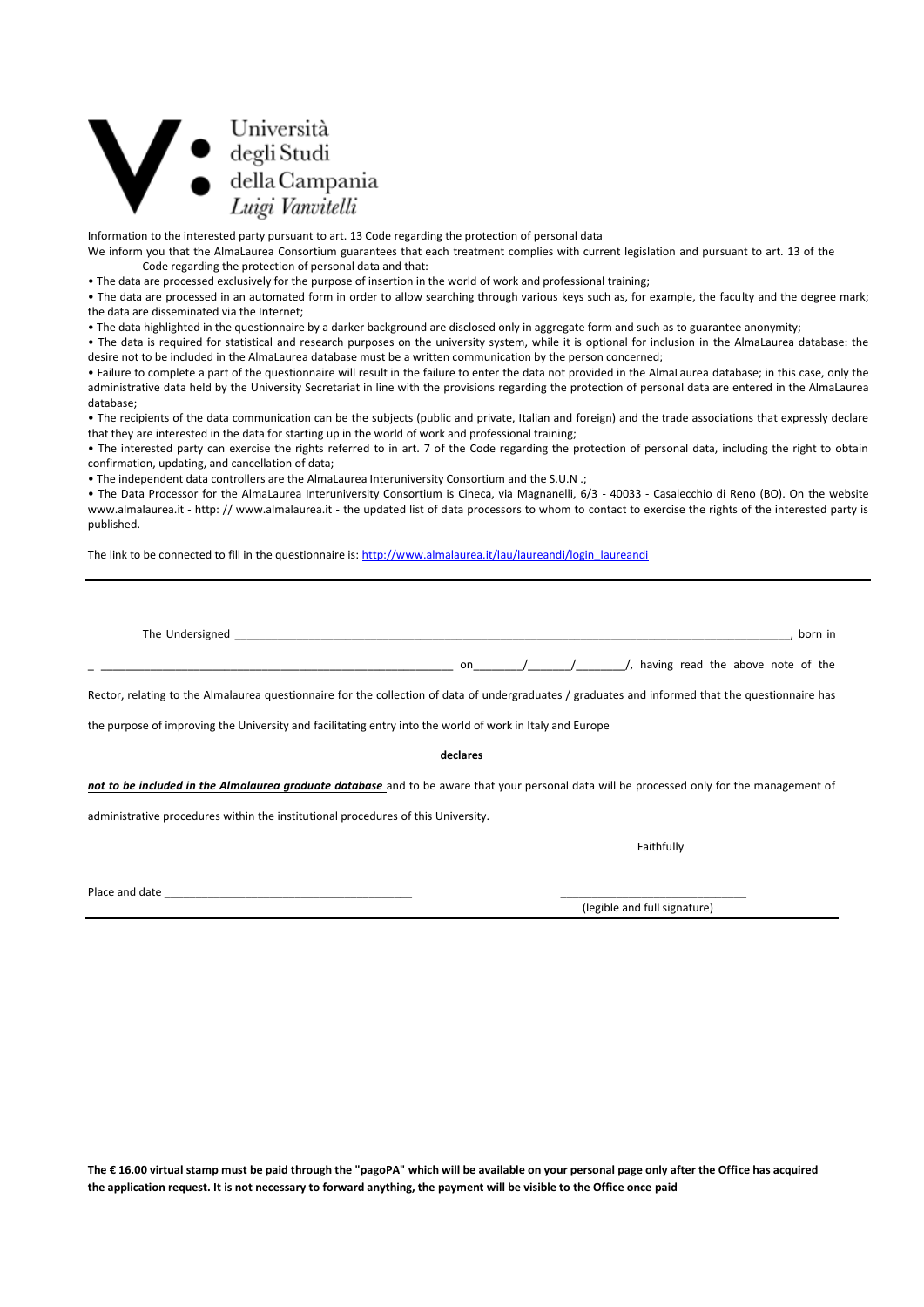Università degli Studi della Campania *Luigi Vanvitelli*

Information to the interested party pursuant to art. 13 Code regarding the protection of personal data

We inform you that the AlmaLaurea Consortium guarantees that each treatment complies with current legislation and pursuant to art. 13 of the Code regarding the protection of personal data and that:

- The data are processed exclusively for the purpose of insertion in the world of work and professional training;
- The data are processed in an automated form in order to allow searching through various keys such as, for example, the faculty and the degree mark; the data are disseminated via the Internet;
- The data highlighted in the questionnaire by a darker background are disclosed only in aggregate form and such as to guarantee anonymity;
- The data is required for statistical and research purposes on the university system, while it is optional for inclusion in the AlmaLaurea database: the desire not to be included in the AlmaLaurea database must be a written communication by the person concerned;
- Failure to complete a part of the questionnaire will result in the failure to enter the data not provided in the AlmaLaurea database; in this case, only the administrative data held by the University Secretariat in line with the provisions regarding the protection of personal data are entered in the AlmaLaurea database;
- The recipients of the data communication can be the subjects (public and private, Italian and foreign) and the trade associations that expressly declare that they are interested in the data for starting up in the world of work and professional training;
- The interested party can exercise the rights referred to in art. 7 of the Code regarding the protection of personal data, including the right to obtain confirmation, updating, and cancellation of data;
- The independent data controllers are the AlmaLaurea Interuniversity Consortium and the S.U.N .;
- The Data Processor for the AlmaLaurea Interuniversity Consortium is Cineca, via Magnanelli, 6/3 - 40033 - Casalecchio di Reno (BO). On the website www.almalaurea.it - http: // www.almalaurea.it - the updated list of data processors to whom to contact to exercise the rights of the interested party is published.

The link to be connected to fill in the questionnaire is: http://www.almalaurea.it/lau/laureandi/login_laureandi

---

The Undersigned ______________________________________________________________________________, born in

_ ______________________________________________________ on________/_______/________/, having read the above note of the Rector, relating to the Almalaurea questionnaire for the collection of data of undergraduates / graduates and informed that the questionnaire has the purpose of improving the University and facilitating entry into the world of work in Italy and Europe

**declares**

***not to be included in the Almalaurea graduate database*** and to be aware that your personal data will be processed only for the management of administrative procedures within the institutional procedures of this University.

Faithfully

Place and date ________________________________________

_____________________________
(legible and full signature)

---

**The € 16.00 virtual stamp must be paid through the "pagoPA" which will be available on your personal page only after the Office has acquired the application request. It is not necessary to forward anything, the payment will be visible to the Office once paid**